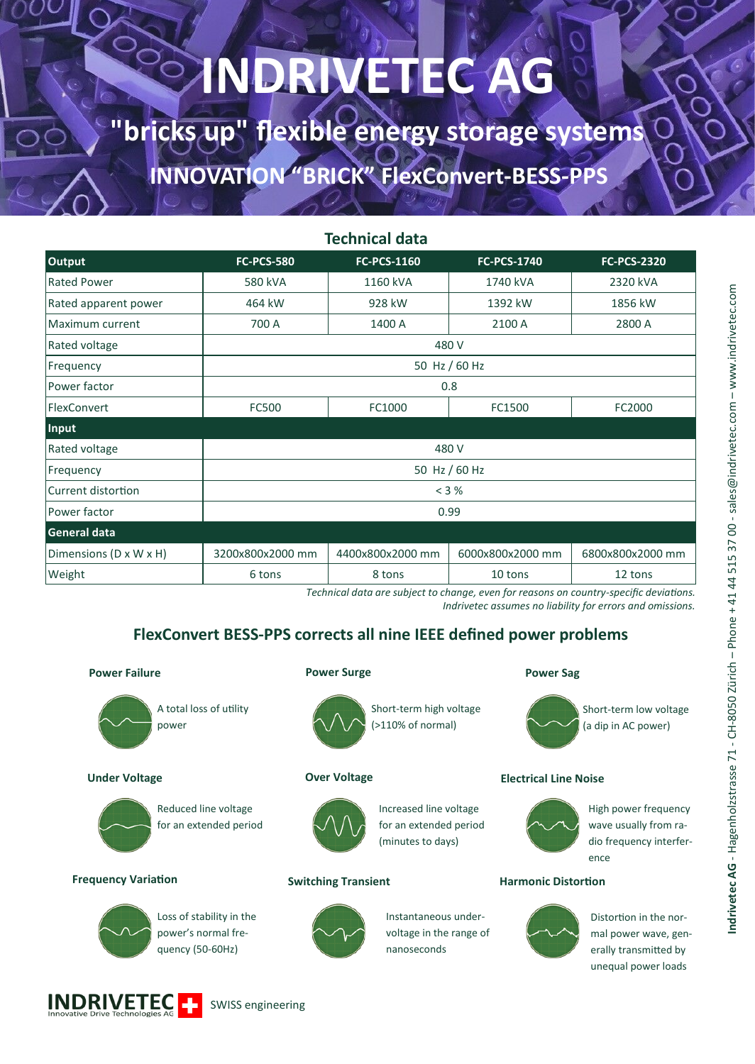# INDRIVETEC AG

## "bricks up" flexible energy storage systems

## INNOVATION "BRICK" FlexConvert-BESS-PPS

### Technical data

| Output | FC-PCS-580 | FC-PCS-1160 | FC-PCS-1740 | FC-PCS-2320 |
|---|---|---|---|---|
| Rated Power | 580 kVA | 1160 kVA | 1740 kVA | 2320 kVA |
| Rated apparent power | 464 kW | 928 kW | 1392 kW | 1856 kW |
| Maximum current | 700 A | 1400 A | 2100 A | 2800 A |
| Rated voltage | 480 V | | | |
| Frequency | 50 Hz / 60 Hz | | | |
| Power factor | 0.8 | | | |
| FlexConvert | FC500 | FC1000 | FC1500 | FC2000 |
| **Input** | | | | |
| Rated voltage | 480 V | | | |
| Frequency | 50 Hz / 60 Hz | | | |
| Current distortion | < 3 % | | | |
| Power factor | 0.99 | | | |
| **General data** | | | | |
| Dimensions (D x W x H) | 3200x800x2000 mm | 4400x800x2000 mm | 6000x800x2000 mm | 6800x800x2000 mm |
| Weight | 6 tons | 8 tons | 10 tons | 12 tons |

*Technical data are subject to change, even for reasons on country-specific deviations.*
*Indrivetec assumes no liability for errors and omissions.*

### FlexConvert BESS-PPS corrects all nine IEEE defined power problems

**Power Failure**

A total loss of utility power

**Power Surge**

Short-term high voltage (>110% of normal)

**Power Sag**

Short-term low voltage (a dip in AC power)

**Under Voltage**

Reduced line voltage for an extended period

**Over Voltage**

Increased line voltage for an extended period (minutes to days)

**Electrical Line Noise**

High power frequency wave usually from radio frequency interference

**Frequency Variation**

Loss of stability in the power's normal frequency (50-60Hz)

**Switching Transient**

Instantaneous undervoltage in the range of nanoseconds

**Harmonic Distortion**

Distortion in the normal power wave, generally transmitted by unequal power loads

INDRIVETEC Innovative Drive Technologies AG — SWISS engineering

Indrivetec AG - Hagenholzstrasse 71 - CH-8050 Zürich – Phone +41 44 515 37 00 - sales@indrivetec.com – www.indrivetec.com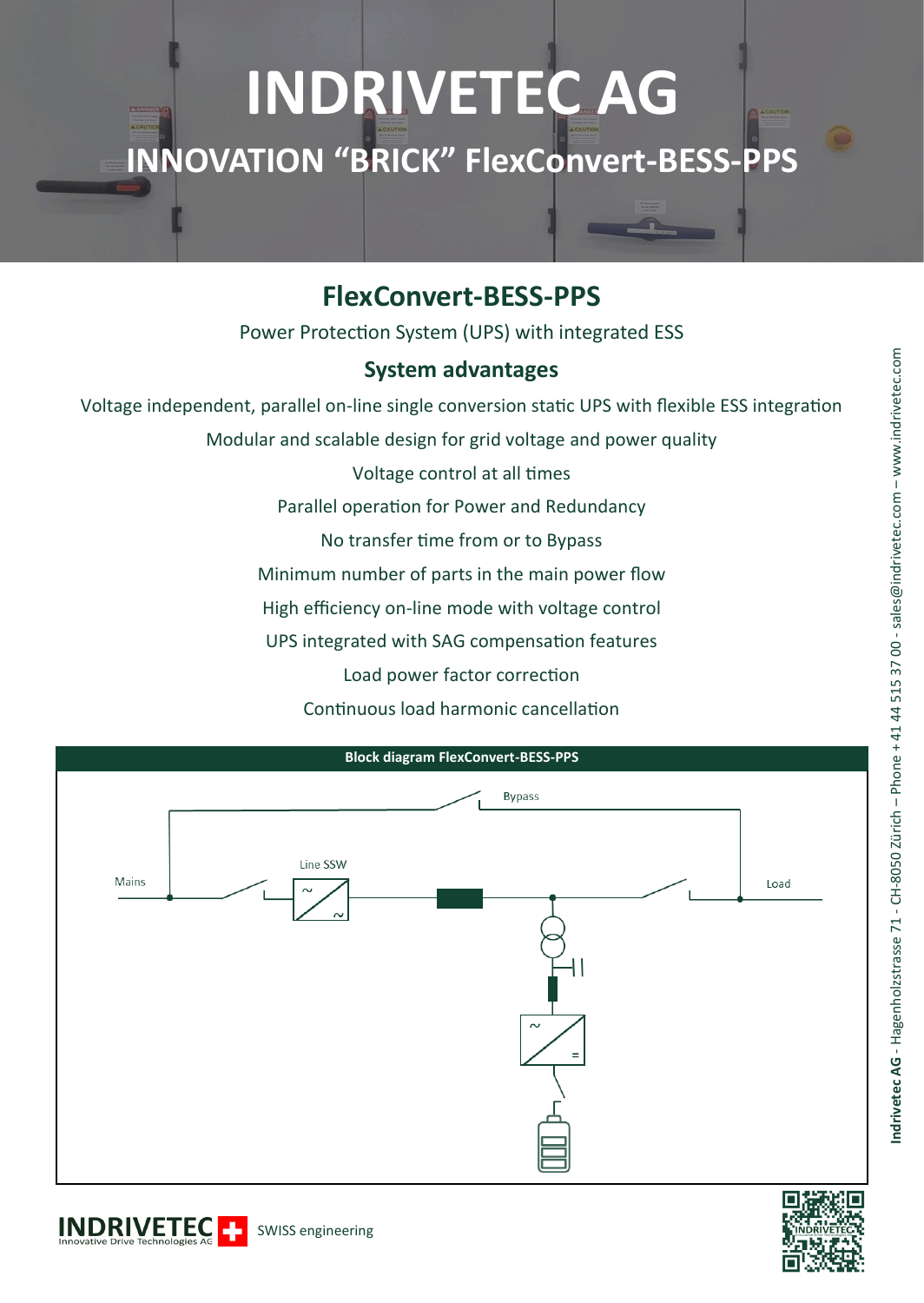# INDRIVETEC AG

## INNOVATION “BRICK” FlexConvert-BESS-PPS

## FlexConvert-BESS-PPS

Power Protection System (UPS) with integrated ESS

### System advantages

Voltage independent, parallel on-line single conversion static UPS with flexible ESS integration

Modular and scalable design for grid voltage and power quality

Voltage control at all times

Parallel operation for Power and Redundancy

No transfer time from or to Bypass

Minimum number of parts in the main power flow

High efficiency on-line mode with voltage control

UPS integrated with SAG compensation features

Load power factor correction

Continuous load harmonic cancellation

**Block diagram FlexConvert-BESS-PPS**

Bypass

Line SSW

Mains

Load

~

~

~

=

INDRIVETEC Innovative Drive Technologies AG SWISS engineering

Indrivetec AG - Hagenholzstrasse 71 - CH-8050 Zürich – Phone +41 44 515 37 00 - sales@indrivetec.com – www.indrivetec.com